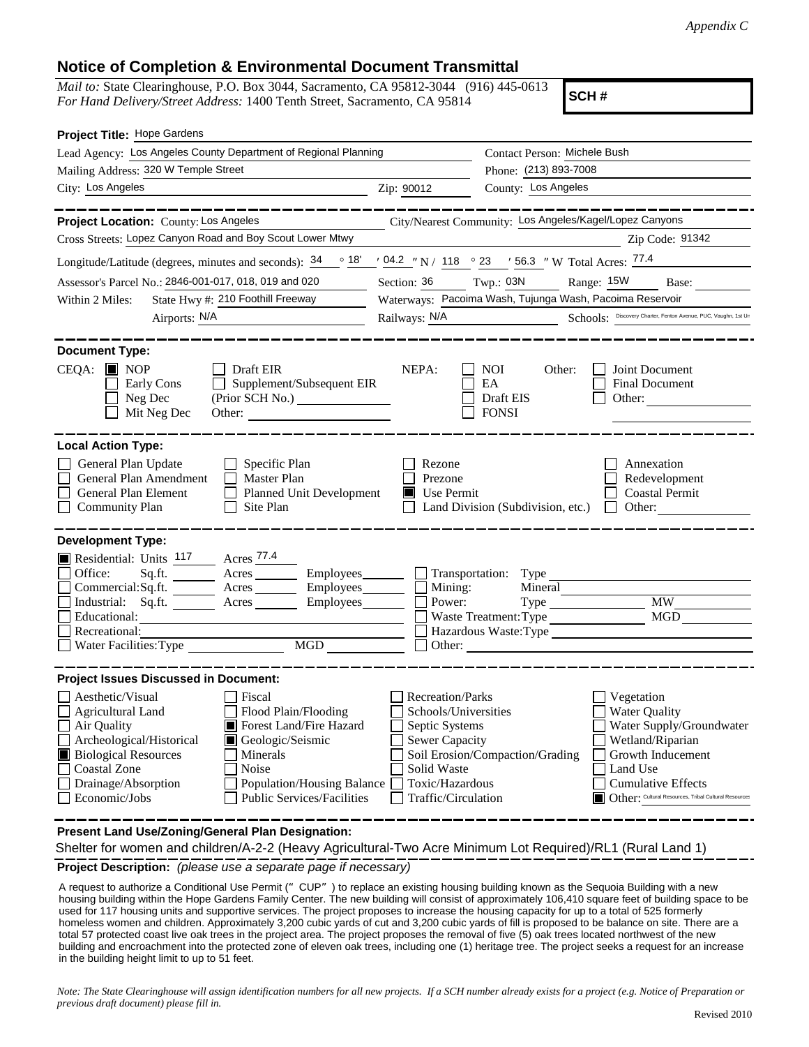*Appendix C*

## Notice of Completion & Environmental Document Transmittal

*Mail to:* State Clearinghouse, P.O. Box 3044, Sacramento, CA 95812-3044 (916) 445-0613
*For Hand Delivery/Street Address:* 1400 Tenth Street, Sacramento, CA 95814

**SCH #**

**Project Title:** Hope Gardens

Lead Agency: Los Angeles County Department of Regional Planning
Contact Person: Michele Bush
Mailing Address: 320 W Temple Street
Phone: (213) 893-7008
City: Los Angeles Zip: 90012
County: Los Angeles

---

**Project Location:** County: Los Angeles City/Nearest Community: Los Angeles/Kagel/Lopez Canyons
Cross Streets: Lopez Canyon Road and Boy Scout Lower Mtwy Zip Code: 91342

Longitude/Latitude (degrees, minutes and seconds): 34 ° 18′ 04.2 ″ N / 118 ° 23 ′ 56.3 ″ W Total Acres: 77.4

Assessor's Parcel No.: 2846-001-017, 018, 019 and 020 Section: 36 Twp.: 03N Range: 15W Base:

Within 2 Miles: State Hwy #: 210 Foothill Freeway Waterways: Pacoima Wash, Tujunga Wash, Pacoima Reservoir

Airports: N/A Railways: N/A Schools: Discovery Charter, Fenton Avenue, PUC, Vaughn, 1st Un

---

**Document Type:**

CEQA:
- [x] NOP
- [ ] Early Cons
- [ ] Neg Dec
- [ ] Mit Neg Dec
- [ ] Draft EIR
- [ ] Supplement/Subsequent EIR (Prior SCH No.)
- [ ] Other:

NEPA:
- [ ] NOI
- [ ] EA
- [ ] Draft EIS
- [ ] FONSI

Other:
- [ ] Joint Document
- [ ] Final Document
- [ ] Other:

---

**Local Action Type:**

- [ ] General Plan Update
- [ ] General Plan Amendment
- [ ] General Plan Element
- [ ] Community Plan
- [ ] Specific Plan
- [ ] Master Plan
- [ ] Planned Unit Development
- [ ] Site Plan
- [ ] Rezone
- [ ] Prezone
- [x] Use Permit
- [ ] Land Division (Subdivision, etc.)
- [ ] Annexation
- [ ] Redevelopment
- [ ] Coastal Permit
- [ ] Other:

---

**Development Type:**

- [x] Residential: Units 117 Acres 77.4
- [ ] Office: Sq.ft. Acres Employees
- [ ] Commercial: Sq.ft. Acres Employees
- [ ] Industrial: Sq.ft. Acres Employees
- [ ] Educational:
- [ ] Recreational:
- [ ] Water Facilities: Type MGD
- [ ] Transportation: Type
- [ ] Mining: Mineral
- [ ] Power: Type MW
- [ ] Waste Treatment: Type MGD
- [ ] Hazardous Waste: Type
- [ ] Other:

---

**Project Issues Discussed in Document:**

- [ ] Aesthetic/Visual
- [ ] Agricultural Land
- [ ] Air Quality
- [ ] Archeological/Historical
- [x] Biological Resources
- [ ] Coastal Zone
- [ ] Drainage/Absorption
- [ ] Economic/Jobs
- [ ] Fiscal
- [ ] Flood Plain/Flooding
- [x] Forest Land/Fire Hazard
- [x] Geologic/Seismic
- [ ] Minerals
- [ ] Noise
- [ ] Population/Housing Balance
- [ ] Public Services/Facilities
- [ ] Recreation/Parks
- [ ] Schools/Universities
- [ ] Septic Systems
- [ ] Sewer Capacity
- [ ] Soil Erosion/Compaction/Grading
- [ ] Solid Waste
- [ ] Toxic/Hazardous
- [ ] Traffic/Circulation
- [ ] Vegetation
- [ ] Water Quality
- [ ] Water Supply/Groundwater
- [ ] Wetland/Riparian
- [ ] Growth Inducement
- [ ] Land Use
- [ ] Cumulative Effects
- [x] Other: Cultural Resources, Tribal Cultural Resources

---

**Present Land Use/Zoning/General Plan Designation:**

Shelter for women and children/A-2-2 (Heavy Agricultural-Two Acre Minimum Lot Required)/RL1 (Rural Land 1)

**Project Description:** *(please use a separate page if necessary)*

A request to authorize a Conditional Use Permit ("CUP") to replace an existing housing building known as the Sequoia Building with a new housing building within the Hope Gardens Family Center. The new building will consist of approximately 106,410 square feet of building space to be used for 117 housing units and supportive services. The project proposes to increase the housing capacity for up to a total of 525 formerly homeless women and children. Approximately 3,200 cubic yards of cut and 3,200 cubic yards of fill is proposed to be balance on site. There are a total 57 protected coast live oak trees in the project area. The project proposes the removal of five (5) oak trees located northwest of the new building and encroachment into the protected zone of eleven oak trees, including one (1) heritage tree. The project seeks a request for an increase in the building height limit to up to 51 feet.

*Note: The State Clearinghouse will assign identification numbers for all new projects. If a SCH number already exists for a project (e.g. Notice of Preparation or previous draft document) please fill in.*

Revised 2010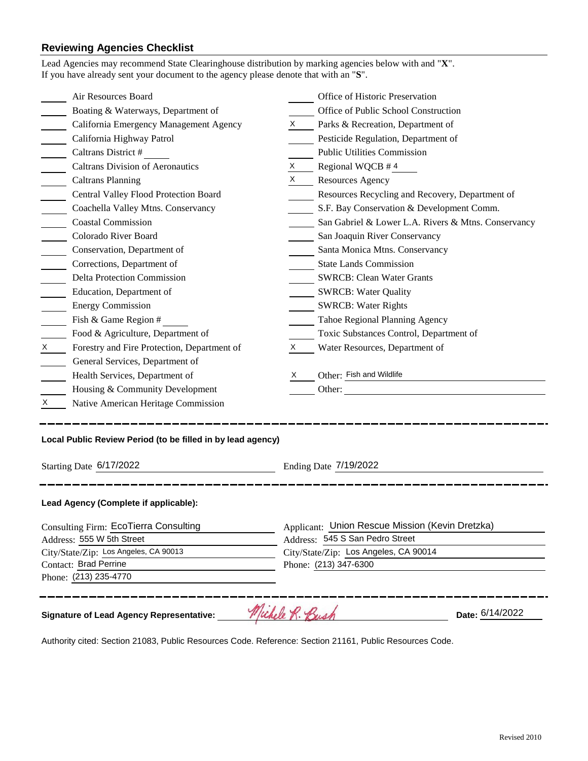## Reviewing Agencies Checklist

Lead Agencies may recommend State Clearinghouse distribution by marking agencies below with and "**X**".
If you have already sent your document to the agency please denote that with an "**S**".

| | | | |
|---|---|---|---|
| | Air Resources Board | | Office of Historic Preservation |
| | Boating & Waterways, Department of | | Office of Public School Construction |
| | California Emergency Management Agency | X | Parks & Recreation, Department of |
| | California Highway Patrol | | Pesticide Regulation, Department of |
| | Caltrans District # | | Public Utilities Commission |
| | Caltrans Division of Aeronautics | X | Regional WQCB # 4 |
| | Caltrans Planning | X | Resources Agency |
| | Central Valley Flood Protection Board | | Resources Recycling and Recovery, Department of |
| | Coachella Valley Mtns. Conservancy | | S.F. Bay Conservation & Development Comm. |
| | Coastal Commission | | San Gabriel & Lower L.A. Rivers & Mtns. Conservancy |
| | Colorado River Board | | San Joaquin River Conservancy |
| | Conservation, Department of | | Santa Monica Mtns. Conservancy |
| | Corrections, Department of | | State Lands Commission |
| | Delta Protection Commission | | SWRCB: Clean Water Grants |
| | Education, Department of | | SWRCB: Water Quality |
| | Energy Commission | | SWRCB: Water Rights |
| | Fish & Game Region # | | Tahoe Regional Planning Agency |
| | Food & Agriculture, Department of | | Toxic Substances Control, Department of |
| X | Forestry and Fire Protection, Department of | X | Water Resources, Department of |
| | General Services, Department of | | |
| | Health Services, Department of | X | Other: Fish and Wildlife |
| | Housing & Community Development | | Other: |
| X | Native American Heritage Commission | | |

---

**Local Public Review Period (to be filled in by lead agency)**

Starting Date 6/17/2022 Ending Date 7/19/2022

---

**Lead Agency (Complete if applicable):**

| | |
|---|---|
| Consulting Firm: EcoTierra Consulting | Applicant: Union Rescue Mission (Kevin Dretzka) |
| Address: 555 W 5th Street | Address: 545 S San Pedro Street |
| City/State/Zip: Los Angeles, CA 90013 | City/State/Zip: Los Angeles, CA 90014 |
| Contact: Brad Perrine | Phone: (213) 347-6300 |
| Phone: (213) 235-4770 | |

---

**Signature of Lead Agency Representative:** Michele R. Bush **Date:** 6/14/2022

Authority cited: Section 21083, Public Resources Code. Reference: Section 21161, Public Resources Code.

Revised 2010